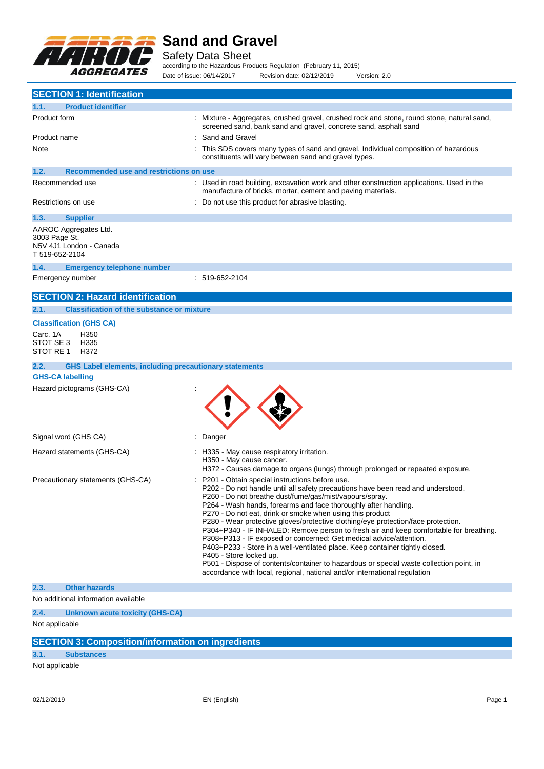# Sand and Gravel

Safety Data Sheet

according to the Hazardous Products Regulation (February 11, 2015)

Date of issue: 06/14/2017 Revision date: 02/12/2019 Version: 2.0

## SECTION 1: Identification

### 1.1. Product identifier

| | |
|---|---|
| Product form | : Mixture - Aggregates, crushed gravel, crushed rock and stone, round stone, natural sand, screened sand, bank sand and gravel, concrete sand, asphalt sand |
| Product name | : Sand and Gravel |
| Note | : This SDS covers many types of sand and gravel. Individual composition of hazardous constituents will vary between sand and gravel types. |

### 1.2. Recommended use and restrictions on use

| | |
|---|---|
| Recommended use | : Used in road building, excavation work and other construction applications. Used in the manufacture of bricks, mortar, cement and paving materials. |
| Restrictions on use | : Do not use this product for abrasive blasting. |

### 1.3. Supplier

AAROC Aggregates Ltd.
3003 Page St.
N5V 4J1 London - Canada
T 519-652-2104

### 1.4. Emergency telephone number

| | |
|---|---|
| Emergency number | : 519-652-2104 |

## SECTION 2: Hazard identification

### 2.1. Classification of the substance or mixture

**Classification (GHS CA)**

Carc. 1A H350
STOT SE 3 H335
STOT RE 1 H372

### 2.2. GHS Label elements, including precautionary statements

**GHS-CA labelling**

Hazard pictograms (GHS-CA) :

Signal word (GHS CA) : Danger

Hazard statements (GHS-CA) :
H335 - May cause respiratory irritation.
H350 - May cause cancer.
H372 - Causes damage to organs (lungs) through prolonged or repeated exposure.

Precautionary statements (GHS-CA) :
P201 - Obtain special instructions before use.
P202 - Do not handle until all safety precautions have been read and understood.
P260 - Do not breathe dust/fume/gas/mist/vapours/spray.
P264 - Wash hands, forearms and face thoroughly after handling.
P270 - Do not eat, drink or smoke when using this product
P280 - Wear protective gloves/protective clothing/eye protection/face protection.
P304+P340 - IF INHALED: Remove person to fresh air and keep comfortable for breathing.
P308+P313 - IF exposed or concerned: Get medical advice/attention.
P403+P233 - Store in a well-ventilated place. Keep container tightly closed.
P405 - Store locked up.
P501 - Dispose of contents/container to hazardous or special waste collection point, in accordance with local, regional, national and/or international regulation

### 2.3. Other hazards

No additional information available

### 2.4. Unknown acute toxicity (GHS-CA)

Not applicable

## SECTION 3: Composition/information on ingredients

### 3.1. Substances

Not applicable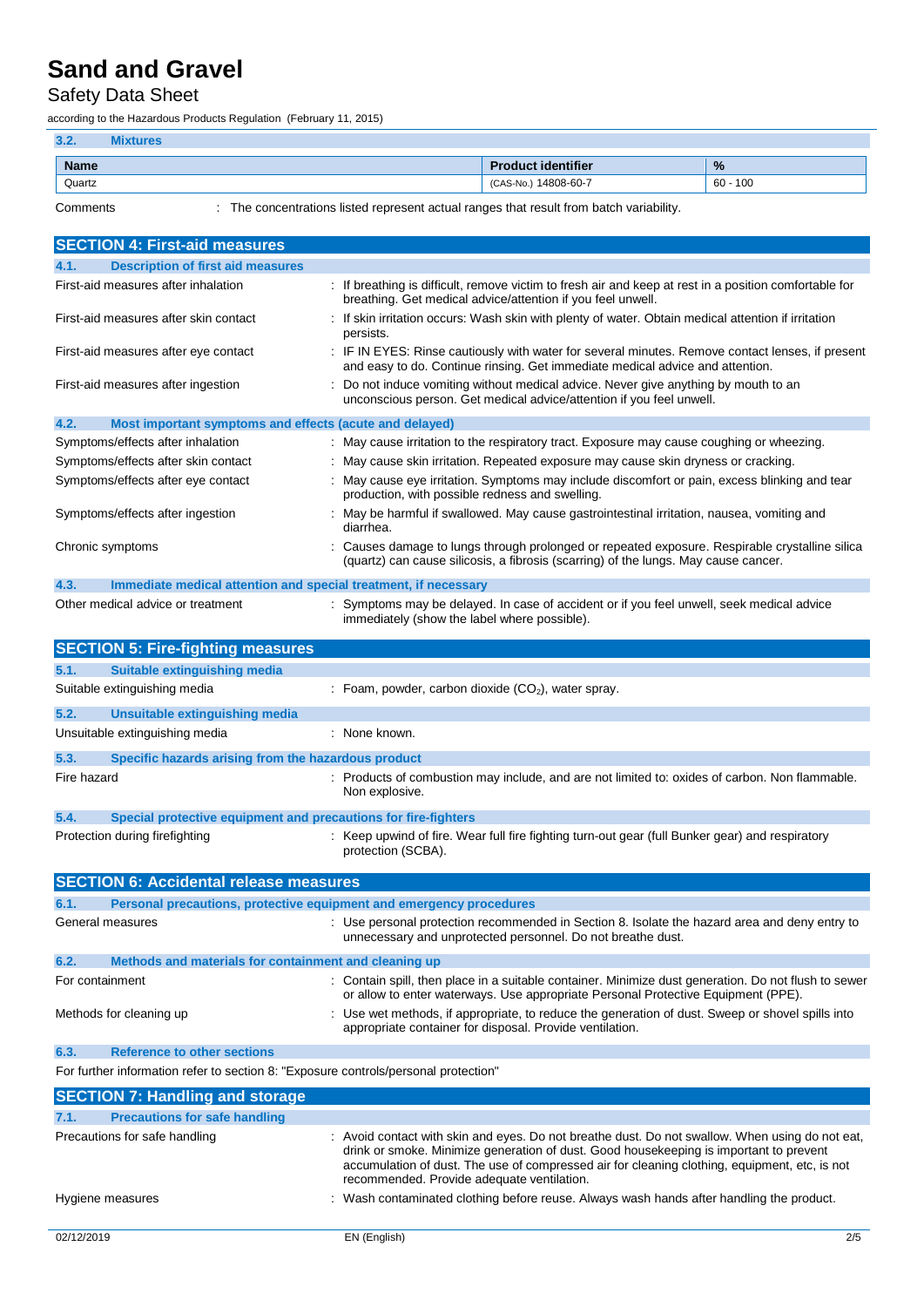### 3.2. Mixtures

| Name | Product identifier | % |
|---|---|---|
| Quartz | (CAS-No.) 14808-60-7 | 60 - 100 |

Comments : The concentrations listed represent actual ranges that result from batch variability.

## SECTION 4: First-aid measures

### 4.1. Description of first aid measures

First-aid measures after inhalation : If breathing is difficult, remove victim to fresh air and keep at rest in a position comfortable for breathing. Get medical advice/attention if you feel unwell.

First-aid measures after skin contact : If skin irritation occurs: Wash skin with plenty of water. Obtain medical attention if irritation persists.

First-aid measures after eye contact : IF IN EYES: Rinse cautiously with water for several minutes. Remove contact lenses, if present and easy to do. Continue rinsing. Get immediate medical advice and attention.

First-aid measures after ingestion : Do not induce vomiting without medical advice. Never give anything by mouth to an unconscious person. Get medical advice/attention if you feel unwell.

### 4.2. Most important symptoms and effects (acute and delayed)

Symptoms/effects after inhalation : May cause irritation to the respiratory tract. Exposure may cause coughing or wheezing.

Symptoms/effects after skin contact : May cause skin irritation. Repeated exposure may cause skin dryness or cracking.

Symptoms/effects after eye contact : May cause eye irritation. Symptoms may include discomfort or pain, excess blinking and tear production, with possible redness and swelling.

Symptoms/effects after ingestion : May be harmful if swallowed. May cause gastrointestinal irritation, nausea, vomiting and diarrhea.

Chronic symptoms : Causes damage to lungs through prolonged or repeated exposure. Respirable crystalline silica (quartz) can cause silicosis, a fibrosis (scarring) of the lungs. May cause cancer.

### 4.3. Immediate medical attention and special treatment, if necessary

Other medical advice or treatment : Symptoms may be delayed. In case of accident or if you feel unwell, seek medical advice immediately (show the label where possible).

## SECTION 5: Fire-fighting measures

### 5.1. Suitable extinguishing media

Suitable extinguishing media : Foam, powder, carbon dioxide ($CO_2$), water spray.

### 5.2. Unsuitable extinguishing media

Unsuitable extinguishing media : None known.

### 5.3. Specific hazards arising from the hazardous product

Fire hazard : Products of combustion may include, and are not limited to: oxides of carbon. Non flammable. Non explosive.

### 5.4. Special protective equipment and precautions for fire-fighters

Protection during firefighting : Keep upwind of fire. Wear full fire fighting turn-out gear (full Bunker gear) and respiratory protection (SCBA).

## SECTION 6: Accidental release measures

### 6.1. Personal precautions, protective equipment and emergency procedures

General measures : Use personal protection recommended in Section 8. Isolate the hazard area and deny entry to unnecessary and unprotected personnel. Do not breathe dust.

### 6.2. Methods and materials for containment and cleaning up

For containment : Contain spill, then place in a suitable container. Minimize dust generation. Do not flush to sewer or allow to enter waterways. Use appropriate Personal Protective Equipment (PPE).

Methods for cleaning up : Use wet methods, if appropriate, to reduce the generation of dust. Sweep or shovel spills into appropriate container for disposal. Provide ventilation.

### 6.3. Reference to other sections

For further information refer to section 8: "Exposure controls/personal protection"

## SECTION 7: Handling and storage

### 7.1. Precautions for safe handling

Precautions for safe handling : Avoid contact with skin and eyes. Do not breathe dust. Do not swallow. When using do not eat, drink or smoke. Minimize generation of dust. Good housekeeping is important to prevent accumulation of dust. The use of compressed air for cleaning clothing, equipment, etc, is not recommended. Provide adequate ventilation.

Hygiene measures : Wash contaminated clothing before reuse. Always wash hands after handling the product.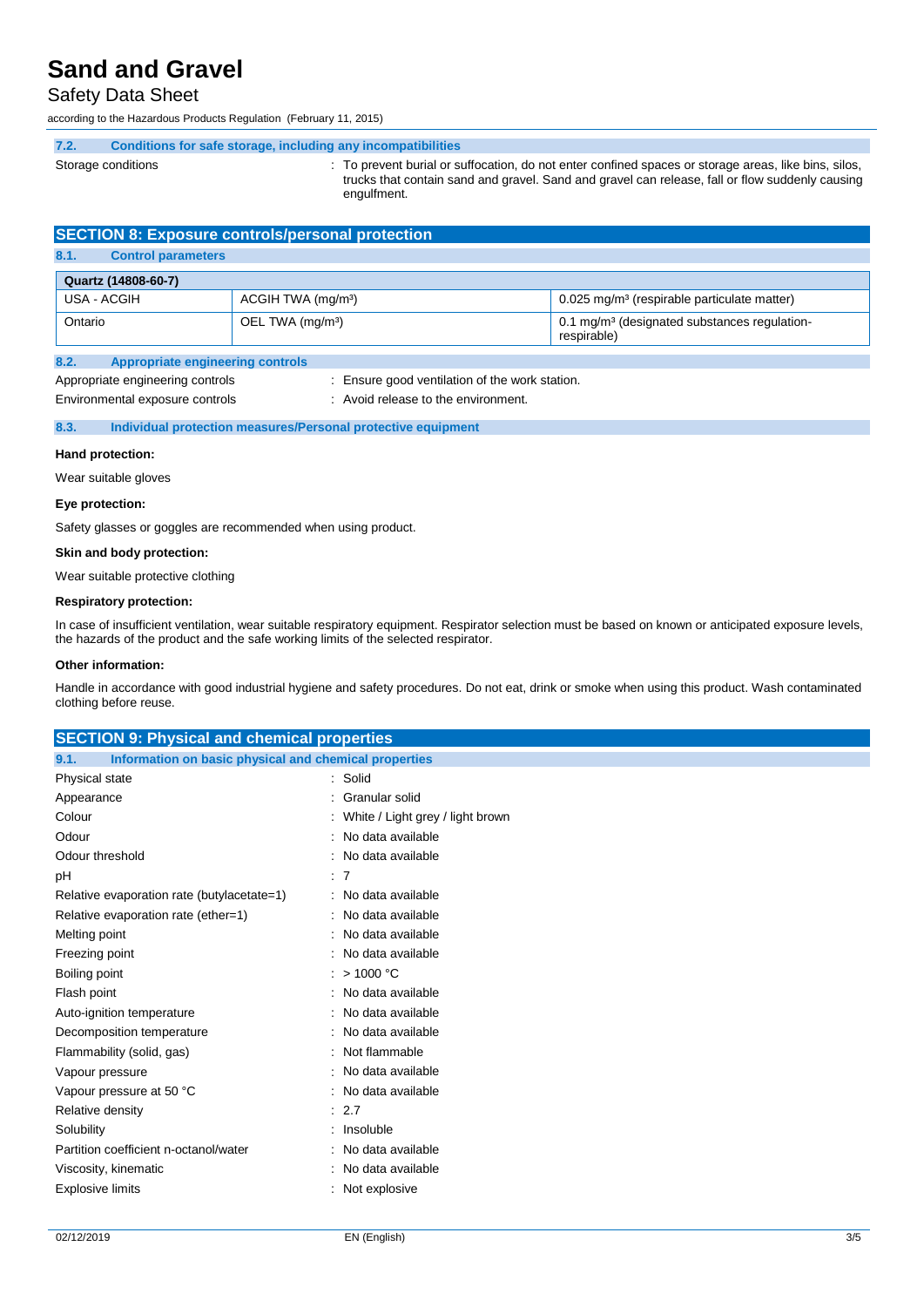### 7.2. Conditions for safe storage, including any incompatibilities

Storage conditions : To prevent burial or suffocation, do not enter confined spaces or storage areas, like bins, silos, trucks that contain sand and gravel. Sand and gravel can release, fall or flow suddenly causing engulfment.

## SECTION 8: Exposure controls/personal protection

### 8.1. Control parameters

| Quartz (14808-60-7) | | |
|---|---|---|
| USA - ACGIH | ACGIH TWA (mg/m³) | 0.025 mg/m³ (respirable particulate matter) |
| Ontario | OEL TWA (mg/m³) | 0.1 mg/m³ (designated substances regulation-respirable) |

### 8.2. Appropriate engineering controls

Appropriate engineering controls : Ensure good ventilation of the work station.

Environmental exposure controls : Avoid release to the environment.

### 8.3. Individual protection measures/Personal protective equipment

**Hand protection:**

Wear suitable gloves

**Eye protection:**

Safety glasses or goggles are recommended when using product.

**Skin and body protection:**

Wear suitable protective clothing

**Respiratory protection:**

In case of insufficient ventilation, wear suitable respiratory equipment. Respirator selection must be based on known or anticipated exposure levels, the hazards of the product and the safe working limits of the selected respirator.

**Other information:**

Handle in accordance with good industrial hygiene and safety procedures. Do not eat, drink or smoke when using this product. Wash contaminated clothing before reuse.

## SECTION 9: Physical and chemical properties

### 9.1. Information on basic physical and chemical properties

| Property | Value |
|---|---|
| Physical state | Solid |
| Appearance | Granular solid |
| Colour | White / Light grey / light brown |
| Odour | No data available |
| Odour threshold | No data available |
| pH | 7 |
| Relative evaporation rate (butylacetate=1) | No data available |
| Relative evaporation rate (ether=1) | No data available |
| Melting point | No data available |
| Freezing point | No data available |
| Boiling point | > 1000 °C |
| Flash point | No data available |
| Auto-ignition temperature | No data available |
| Decomposition temperature | No data available |
| Flammability (solid, gas) | Not flammable |
| Vapour pressure | No data available |
| Vapour pressure at 50 °C | No data available |
| Relative density | 2.7 |
| Solubility | Insoluble |
| Partition coefficient n-octanol/water | No data available |
| Viscosity, kinematic | No data available |
| Explosive limits | Not explosive |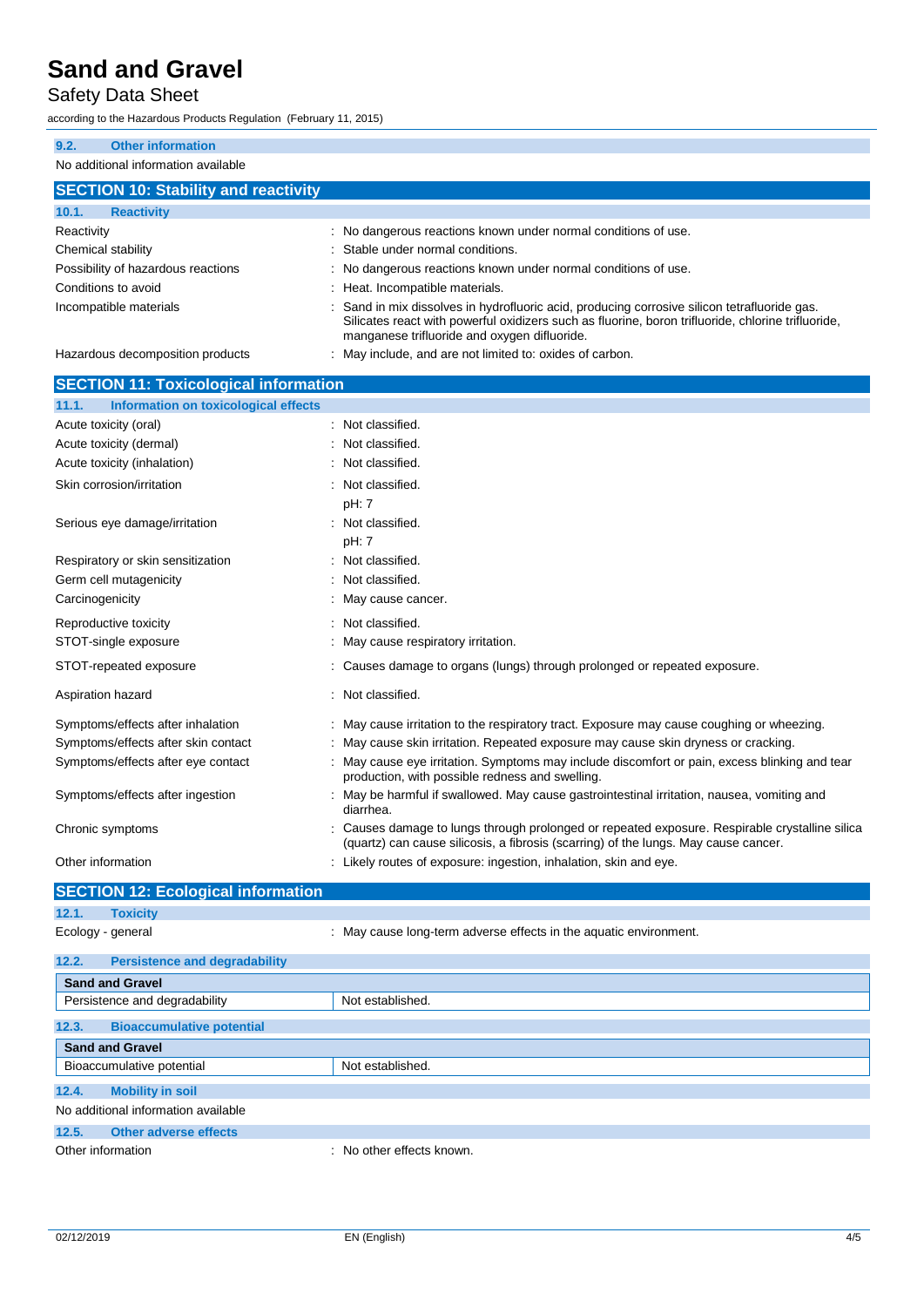### 9.2. Other information

No additional information available

## SECTION 10: Stability and reactivity

### 10.1. Reactivity

Reactivity : No dangerous reactions known under normal conditions of use.

Chemical stability : Stable under normal conditions.

Possibility of hazardous reactions : No dangerous reactions known under normal conditions of use.

Conditions to avoid : Heat. Incompatible materials.

Incompatible materials : Sand in mix dissolves in hydrofluoric acid, producing corrosive silicon tetrafluoride gas. Silicates react with powerful oxidizers such as fluorine, boron trifluoride, chlorine trifluoride, manganese trifluoride and oxygen difluoride.

Hazardous decomposition products : May include, and are not limited to: oxides of carbon.

## SECTION 11: Toxicological information

### 11.1. Information on toxicological effects

Acute toxicity (oral) : Not classified.

Acute toxicity (dermal) : Not classified.

Acute toxicity (inhalation) : Not classified.

Skin corrosion/irritation : Not classified.
pH: 7

Serious eye damage/irritation : Not classified.
pH: 7

Respiratory or skin sensitization : Not classified.

Germ cell mutagenicity : Not classified.

Carcinogenicity : May cause cancer.

Reproductive toxicity : Not classified.

STOT-single exposure : May cause respiratory irritation.

STOT-repeated exposure : Causes damage to organs (lungs) through prolonged or repeated exposure.

Aspiration hazard : Not classified.

Symptoms/effects after inhalation : May cause irritation to the respiratory tract. Exposure may cause coughing or wheezing.

Symptoms/effects after skin contact : May cause skin irritation. Repeated exposure may cause skin dryness or cracking.

Symptoms/effects after eye contact : May cause eye irritation. Symptoms may include discomfort or pain, excess blinking and tear production, with possible redness and swelling.

Symptoms/effects after ingestion : May be harmful if swallowed. May cause gastrointestinal irritation, nausea, vomiting and diarrhea.

Chronic symptoms : Causes damage to lungs through prolonged or repeated exposure. Respirable crystalline silica (quartz) can cause silicosis, a fibrosis (scarring) of the lungs. May cause cancer.

Other information : Likely routes of exposure: ingestion, inhalation, skin and eye.

## SECTION 12: Ecological information

### 12.1. Toxicity

Ecology - general : May cause long-term adverse effects in the aquatic environment.

### 12.2. Persistence and degradability

| Sand and Gravel | |
|---|---|
| Persistence and degradability | Not established. |

### 12.3. Bioaccumulative potential

| Sand and Gravel | |
|---|---|
| Bioaccumulative potential | Not established. |

### 12.4. Mobility in soil

No additional information available

### 12.5. Other adverse effects

Other information : No other effects known.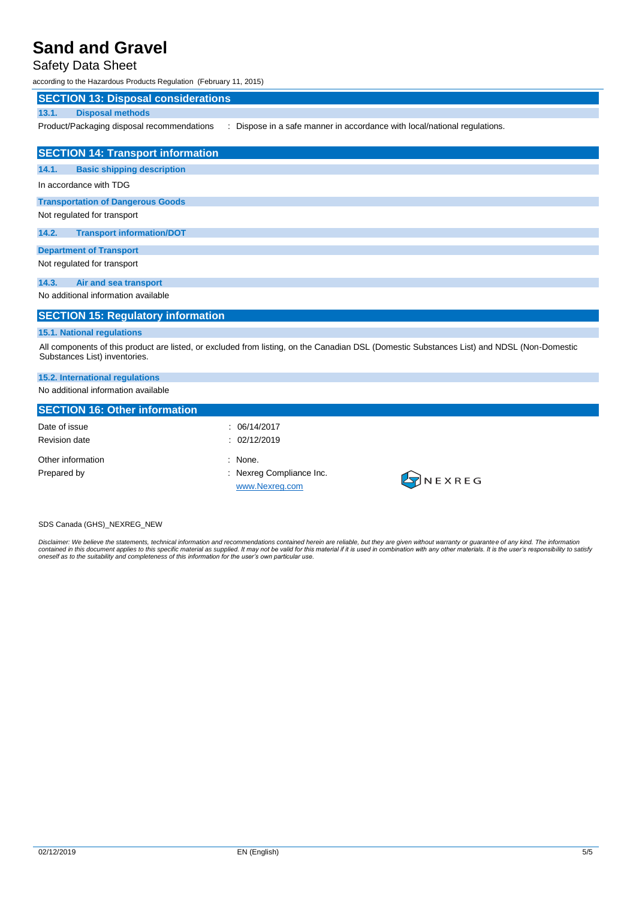## SECTION 13: Disposal considerations

### 13.1. Disposal methods

Product/Packaging disposal recommendations : Dispose in a safe manner in accordance with local/national regulations.

## SECTION 14: Transport information

### 14.1. Basic shipping description

In accordance with TDG

**Transportation of Dangerous Goods**

Not regulated for transport

### 14.2. Transport information/DOT

**Department of Transport**

Not regulated for transport

### 14.3. Air and sea transport

No additional information available

## SECTION 15: Regulatory information

### 15.1. National regulations

All components of this product are listed, or excluded from listing, on the Canadian DSL (Domestic Substances List) and NDSL (Non-Domestic Substances List) inventories.

### 15.2. International regulations

No additional information available

## SECTION 16: Other information

| | |
|---|---|
| Date of issue | : 06/14/2017 |
| Revision date | : 02/12/2019 |
| Other information | : None. |
| Prepared by | : Nexreg Compliance Inc. www.Nexreg.com |

NEXREG

SDS Canada (GHS)_NEXREG_NEW

*Disclaimer: We believe the statements, technical information and recommendations contained herein are reliable, but they are given without warranty or guarantee of any kind. The information contained in this document applies to this specific material as supplied. It may not be valid for this material if it is used in combination with any other materials. It is the user's responsibility to satisfy oneself as to the suitability and completeness of this information for the user's own particular use.*